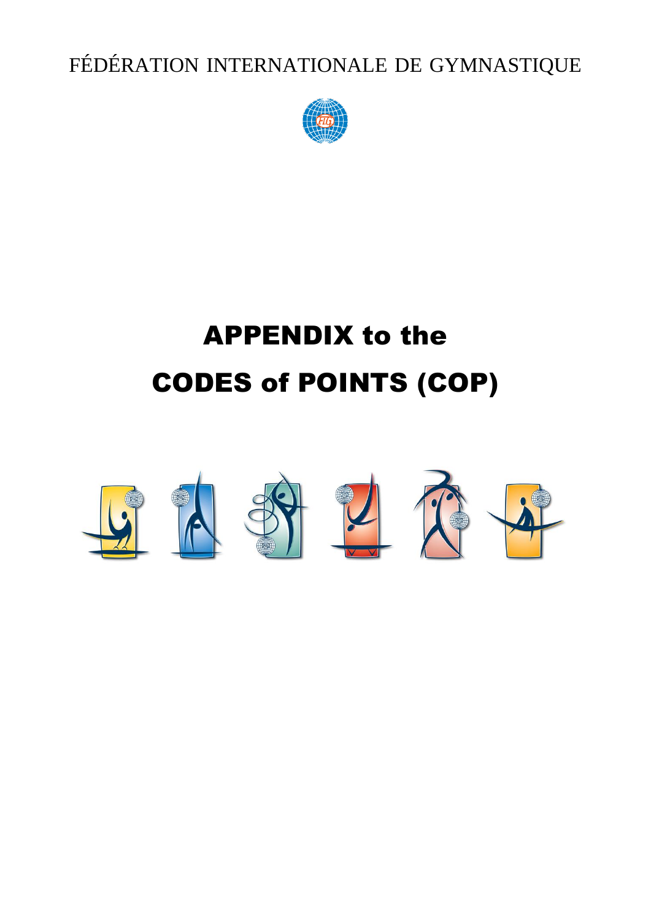FÉDÉRATION INTERNATIONALE DE GYMNASTIQUE

# APPENDIX to the CODES of POINTS (COP)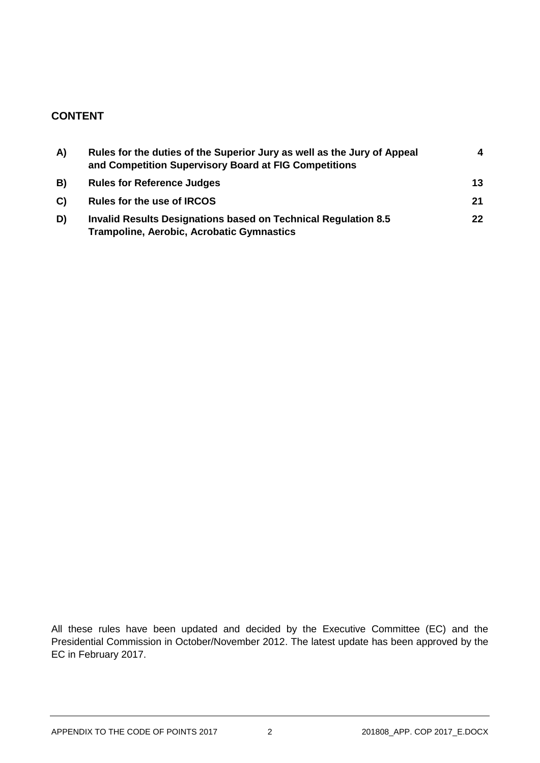## CONTENT

| | | |
|---|---|---|
| **A)** | **Rules for the duties of the Superior Jury as well as the Jury of Appeal and Competition Supervisory Board at FIG Competitions** | **4** |
| **B)** | **Rules for Reference Judges** | **13** |
| **C)** | **Rules for the use of IRCOS** | **21** |
| **D)** | **Invalid Results Designations based on Technical Regulation 8.5 Trampoline, Aerobic, Acrobatic Gymnastics** | **22** |

All these rules have been updated and decided by the Executive Committee (EC) and the Presidential Commission in October/November 2012. The latest update has been approved by the EC in February 2017.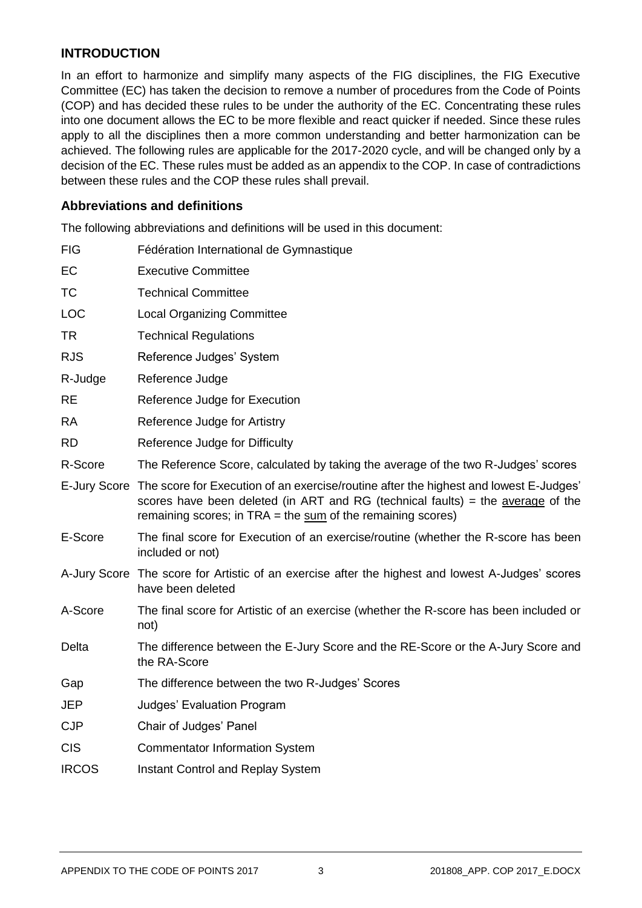## INTRODUCTION

In an effort to harmonize and simplify many aspects of the FIG disciplines, the FIG Executive Committee (EC) has taken the decision to remove a number of procedures from the Code of Points (COP) and has decided these rules to be under the authority of the EC. Concentrating these rules into one document allows the EC to be more flexible and react quicker if needed. Since these rules apply to all the disciplines then a more common understanding and better harmonization can be achieved. The following rules are applicable for the 2017-2020 cycle, and will be changed only by a decision of the EC. These rules must be added as an appendix to the COP. In case of contradictions between these rules and the COP these rules shall prevail.

### Abbreviations and definitions

The following abbreviations and definitions will be used in this document:

| | |
|---|---|
| FIG | Fédération International de Gymnastique |
| EC | Executive Committee |
| TC | Technical Committee |
| LOC | Local Organizing Committee |
| TR | Technical Regulations |
| RJS | Reference Judges' System |
| R-Judge | Reference Judge |
| RE | Reference Judge for Execution |
| RA | Reference Judge for Artistry |
| RD | Reference Judge for Difficulty |
| R-Score | The Reference Score, calculated by taking the average of the two R-Judges' scores |
| E-Jury Score | The score for Execution of an exercise/routine after the highest and lowest E-Judges' scores have been deleted (in ART and RG (technical faults) = the <u>average</u> of the remaining scores; in TRA = the <u>sum</u> of the remaining scores) |
| E-Score | The final score for Execution of an exercise/routine (whether the R-score has been included or not) |
| A-Jury Score | The score for Artistic of an exercise after the highest and lowest A-Judges' scores have been deleted |
| A-Score | The final score for Artistic of an exercise (whether the R-score has been included or not) |
| Delta | The difference between the E-Jury Score and the RE-Score or the A-Jury Score and the RA-Score |
| Gap | The difference between the two R-Judges' Scores |
| JEP | Judges' Evaluation Program |
| CJP | Chair of Judges' Panel |
| CIS | Commentator Information System |
| IRCOS | Instant Control and Replay System |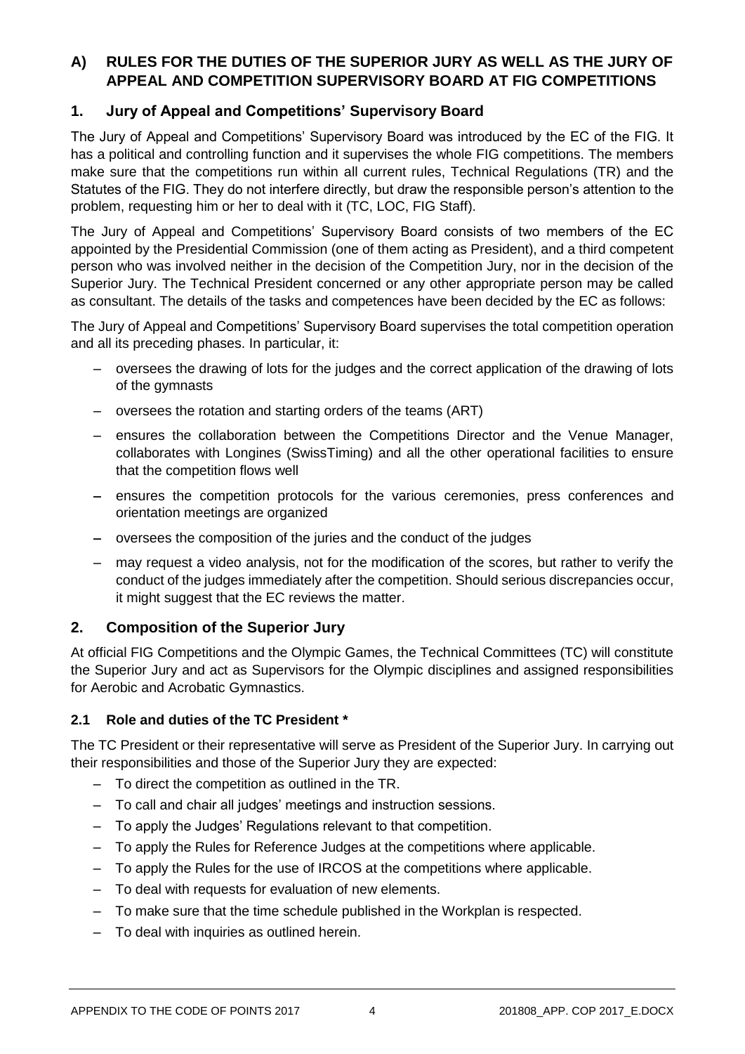## A) RULES FOR THE DUTIES OF THE SUPERIOR JURY AS WELL AS THE JURY OF APPEAL AND COMPETITION SUPERVISORY BOARD AT FIG COMPETITIONS

### 1. Jury of Appeal and Competitions' Supervisory Board

The Jury of Appeal and Competitions' Supervisory Board was introduced by the EC of the FIG. It has a political and controlling function and it supervises the whole FIG competitions. The members make sure that the competitions run within all current rules, Technical Regulations (TR) and the Statutes of the FIG. They do not interfere directly, but draw the responsible person's attention to the problem, requesting him or her to deal with it (TC, LOC, FIG Staff).

The Jury of Appeal and Competitions' Supervisory Board consists of two members of the EC appointed by the Presidential Commission (one of them acting as President), and a third competent person who was involved neither in the decision of the Competition Jury, nor in the decision of the Superior Jury. The Technical President concerned or any other appropriate person may be called as consultant. The details of the tasks and competences have been decided by the EC as follows:

The Jury of Appeal and Competitions' Supervisory Board supervises the total competition operation and all its preceding phases. In particular, it:

- oversees the drawing of lots for the judges and the correct application of the drawing of lots of the gymnasts
- oversees the rotation and starting orders of the teams (ART)
- ensures the collaboration between the Competitions Director and the Venue Manager, collaborates with Longines (SwissTiming) and all the other operational facilities to ensure that the competition flows well
- ensures the competition protocols for the various ceremonies, press conferences and orientation meetings are organized
- oversees the composition of the juries and the conduct of the judges
- may request a video analysis, not for the modification of the scores, but rather to verify the conduct of the judges immediately after the competition. Should serious discrepancies occur, it might suggest that the EC reviews the matter.

### 2. Composition of the Superior Jury

At official FIG Competitions and the Olympic Games, the Technical Committees (TC) will constitute the Superior Jury and act as Supervisors for the Olympic disciplines and assigned responsibilities for Aerobic and Acrobatic Gymnastics.

#### 2.1 Role and duties of the TC President *

The TC President or their representative will serve as President of the Superior Jury. In carrying out their responsibilities and those of the Superior Jury they are expected:

- To direct the competition as outlined in the TR.
- To call and chair all judges' meetings and instruction sessions.
- To apply the Judges' Regulations relevant to that competition.
- To apply the Rules for Reference Judges at the competitions where applicable.
- To apply the Rules for the use of IRCOS at the competitions where applicable.
- To deal with requests for evaluation of new elements.
- To make sure that the time schedule published in the Workplan is respected.
- To deal with inquiries as outlined herein.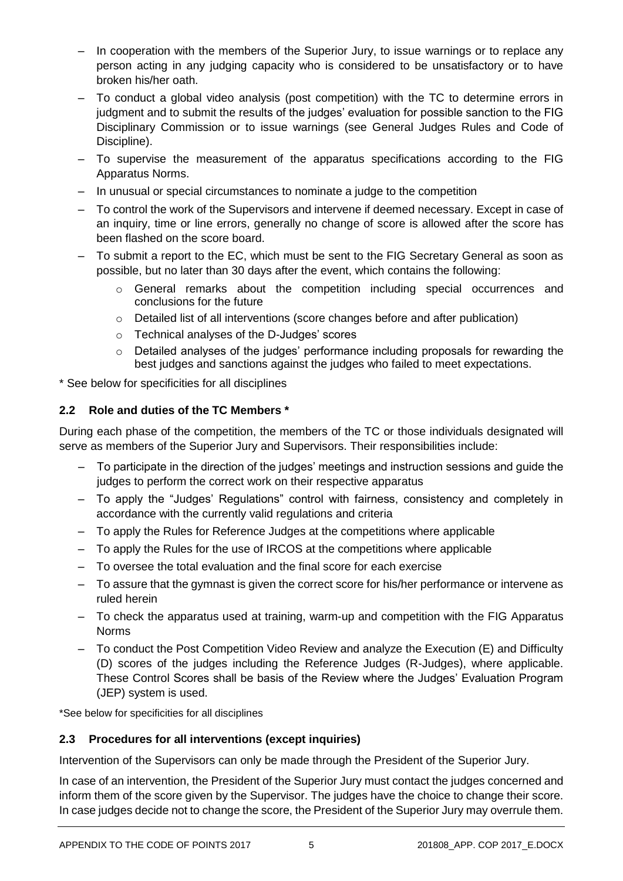- In cooperation with the members of the Superior Jury, to issue warnings or to replace any person acting in any judging capacity who is considered to be unsatisfactory or to have broken his/her oath.
- To conduct a global video analysis (post competition) with the TC to determine errors in judgment and to submit the results of the judges' evaluation for possible sanction to the FIG Disciplinary Commission or to issue warnings (see General Judges Rules and Code of Discipline).
- To supervise the measurement of the apparatus specifications according to the FIG Apparatus Norms.
- In unusual or special circumstances to nominate a judge to the competition
- To control the work of the Supervisors and intervene if deemed necessary. Except in case of an inquiry, time or line errors, generally no change of score is allowed after the score has been flashed on the score board.
- To submit a report to the EC, which must be sent to the FIG Secretary General as soon as possible, but no later than 30 days after the event, which contains the following:
  - General remarks about the competition including special occurrences and conclusions for the future
  - Detailed list of all interventions (score changes before and after publication)
  - Technical analyses of the D-Judges' scores
  - Detailed analyses of the judges' performance including proposals for rewarding the best judges and sanctions against the judges who failed to meet expectations.

* See below for specificities for all disciplines

### 2.2 Role and duties of the TC Members *

During each phase of the competition, the members of the TC or those individuals designated will serve as members of the Superior Jury and Supervisors. Their responsibilities include:

- To participate in the direction of the judges' meetings and instruction sessions and guide the judges to perform the correct work on their respective apparatus
- To apply the "Judges' Regulations" control with fairness, consistency and completely in accordance with the currently valid regulations and criteria
- To apply the Rules for Reference Judges at the competitions where applicable
- To apply the Rules for the use of IRCOS at the competitions where applicable
- To oversee the total evaluation and the final score for each exercise
- To assure that the gymnast is given the correct score for his/her performance or intervene as ruled herein
- To check the apparatus used at training, warm-up and competition with the FIG Apparatus Norms
- To conduct the Post Competition Video Review and analyze the Execution (E) and Difficulty (D) scores of the judges including the Reference Judges (R-Judges), where applicable. These Control Scores shall be basis of the Review where the Judges' Evaluation Program (JEP) system is used.

*See below for specificities for all disciplines

### 2.3 Procedures for all interventions (except inquiries)

Intervention of the Supervisors can only be made through the President of the Superior Jury.

In case of an intervention, the President of the Superior Jury must contact the judges concerned and inform them of the score given by the Supervisor. The judges have the choice to change their score. In case judges decide not to change the score, the President of the Superior Jury may overrule them.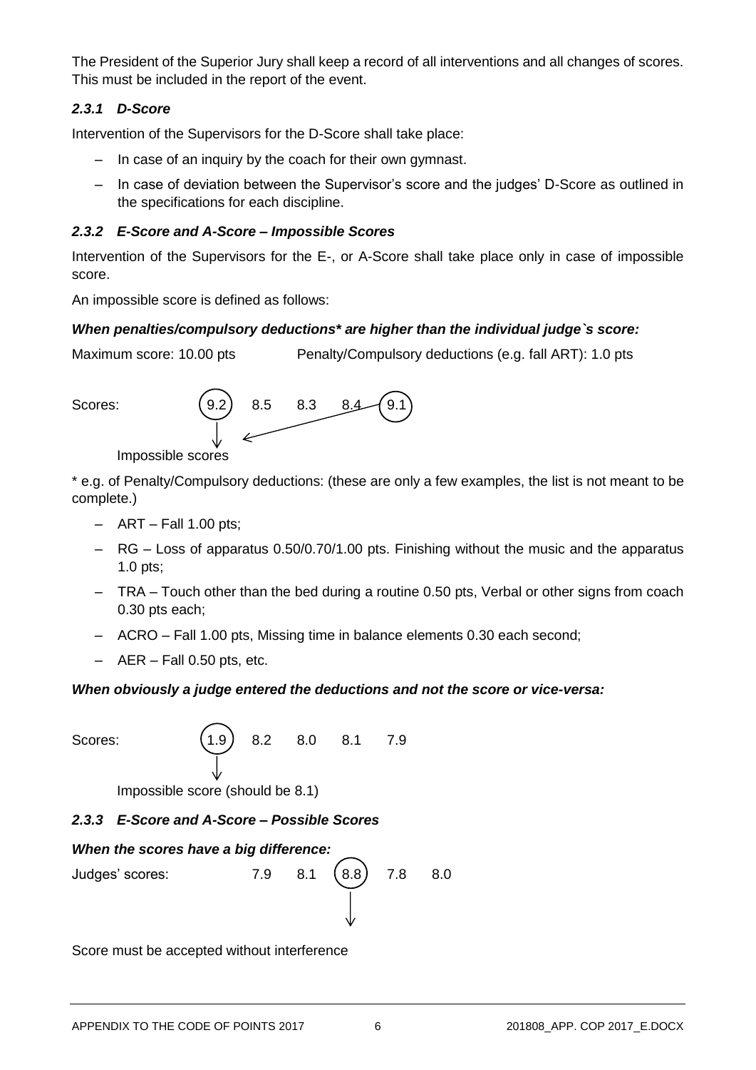The President of the Superior Jury shall keep a record of all interventions and all changes of scores. This must be included in the report of the event.

### *2.3.1 D-Score*

Intervention of the Supervisors for the D-Score shall take place:

- In case of an inquiry by the coach for their own gymnast.
- In case of deviation between the Supervisor's score and the judges' D-Score as outlined in the specifications for each discipline.

### *2.3.2 E-Score and A-Score – Impossible Scores*

Intervention of the Supervisors for the E-, or A-Score shall take place only in case of impossible score.

An impossible score is defined as follows:

***When penalties/compulsory deductions\* are higher than the individual judge`s score:***

Maximum score: 10.00 pts Penalty/Compulsory deductions (e.g. fall ART): 1.0 pts

Scores: (9.2) 8.5 8.3 8.4 (9.1)

Impossible scores

\* e.g. of Penalty/Compulsory deductions: (these are only a few examples, the list is not meant to be complete.)

- ART – Fall 1.00 pts;
- RG – Loss of apparatus 0.50/0.70/1.00 pts. Finishing without the music and the apparatus 1.0 pts;
- TRA – Touch other than the bed during a routine 0.50 pts, Verbal or other signs from coach 0.30 pts each;
- ACRO – Fall 1.00 pts, Missing time in balance elements 0.30 each second;
- AER – Fall 0.50 pts, etc.

***When obviously a judge entered the deductions and not the score or vice-versa:***

Scores: (1.9) 8.2 8.0 8.1 7.9

Impossible score (should be 8.1)

### *2.3.3 E-Score and A-Score – Possible Scores*

***When the scores have a big difference:***

Judges' scores: 7.9 8.1 (8.8) 7.8 8.0

Score must be accepted without interference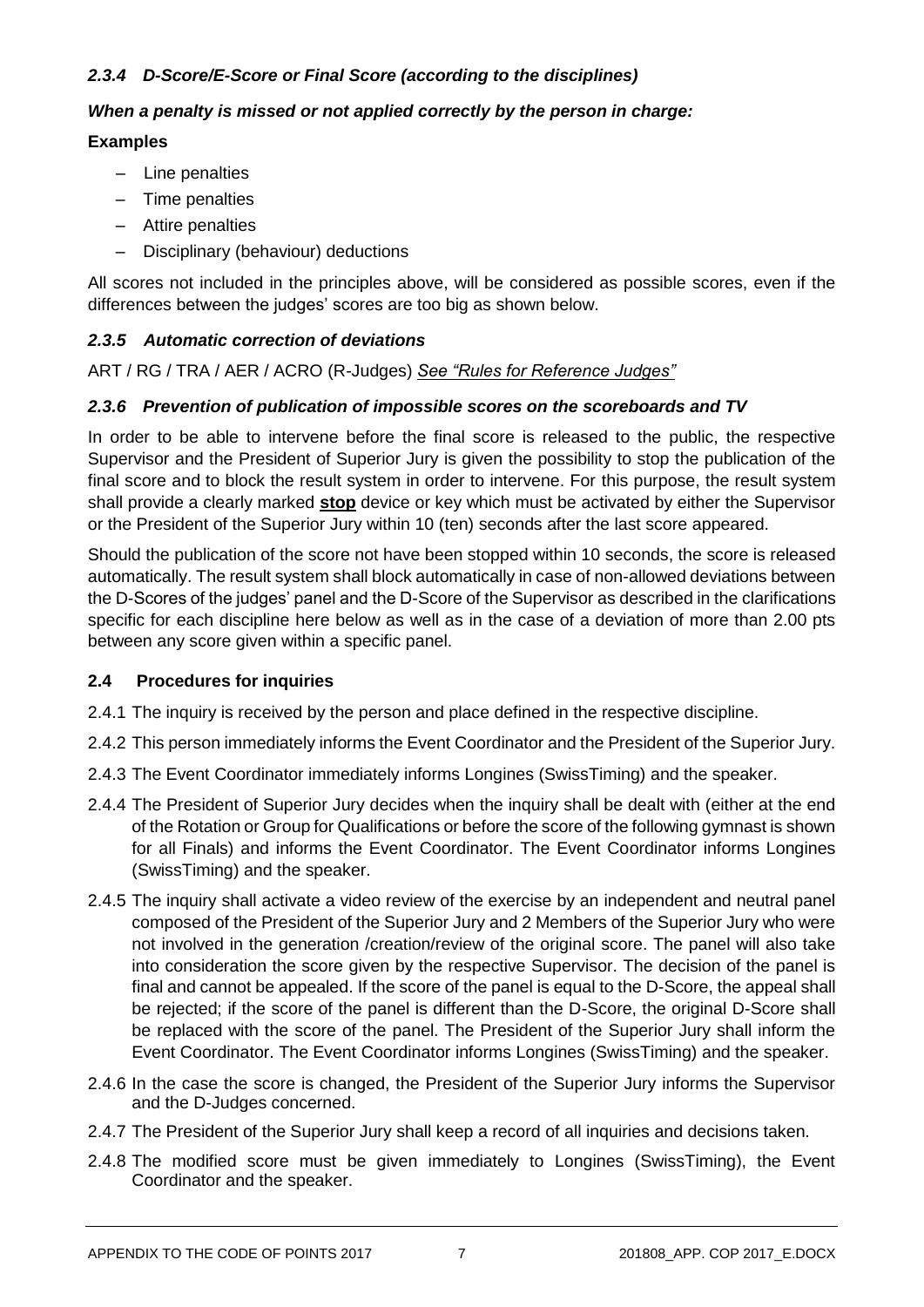### *2.3.4 D-Score/E-Score or Final Score (according to the disciplines)*

***When a penalty is missed or not applied correctly by the person in charge:***

**Examples**

- Line penalties
- Time penalties
- Attire penalties
- Disciplinary (behaviour) deductions

All scores not included in the principles above, will be considered as possible scores, even if the differences between the judges' scores are too big as shown below.

### *2.3.5 Automatic correction of deviations*

ART / RG / TRA / AER / ACRO (R-Judges) *See "Rules for Reference Judges"*

### *2.3.6 Prevention of publication of impossible scores on the scoreboards and TV*

In order to be able to intervene before the final score is released to the public, the respective Supervisor and the President of Superior Jury is given the possibility to stop the publication of the final score and to block the result system in order to intervene. For this purpose, the result system shall provide a clearly marked **stop** device or key which must be activated by either the Supervisor or the President of the Superior Jury within 10 (ten) seconds after the last score appeared.

Should the publication of the score not have been stopped within 10 seconds, the score is released automatically. The result system shall block automatically in case of non-allowed deviations between the D-Scores of the judges' panel and the D-Score of the Supervisor as described in the clarifications specific for each discipline here below as well as in the case of a deviation of more than 2.00 pts between any score given within a specific panel.

### 2.4 Procedures for inquiries

2.4.1 The inquiry is received by the person and place defined in the respective discipline.

2.4.2 This person immediately informs the Event Coordinator and the President of the Superior Jury.

2.4.3 The Event Coordinator immediately informs Longines (SwissTiming) and the speaker.

2.4.4 The President of Superior Jury decides when the inquiry shall be dealt with (either at the end of the Rotation or Group for Qualifications or before the score of the following gymnast is shown for all Finals) and informs the Event Coordinator. The Event Coordinator informs Longines (SwissTiming) and the speaker.

2.4.5 The inquiry shall activate a video review of the exercise by an independent and neutral panel composed of the President of the Superior Jury and 2 Members of the Superior Jury who were not involved in the generation /creation/review of the original score. The panel will also take into consideration the score given by the respective Supervisor. The decision of the panel is final and cannot be appealed. If the score of the panel is equal to the D-Score, the appeal shall be rejected; if the score of the panel is different than the D-Score, the original D-Score shall be replaced with the score of the panel. The President of the Superior Jury shall inform the Event Coordinator. The Event Coordinator informs Longines (SwissTiming) and the speaker.

2.4.6 In the case the score is changed, the President of the Superior Jury informs the Supervisor and the D-Judges concerned.

2.4.7 The President of the Superior Jury shall keep a record of all inquiries and decisions taken.

2.4.8 The modified score must be given immediately to Longines (SwissTiming), the Event Coordinator and the speaker.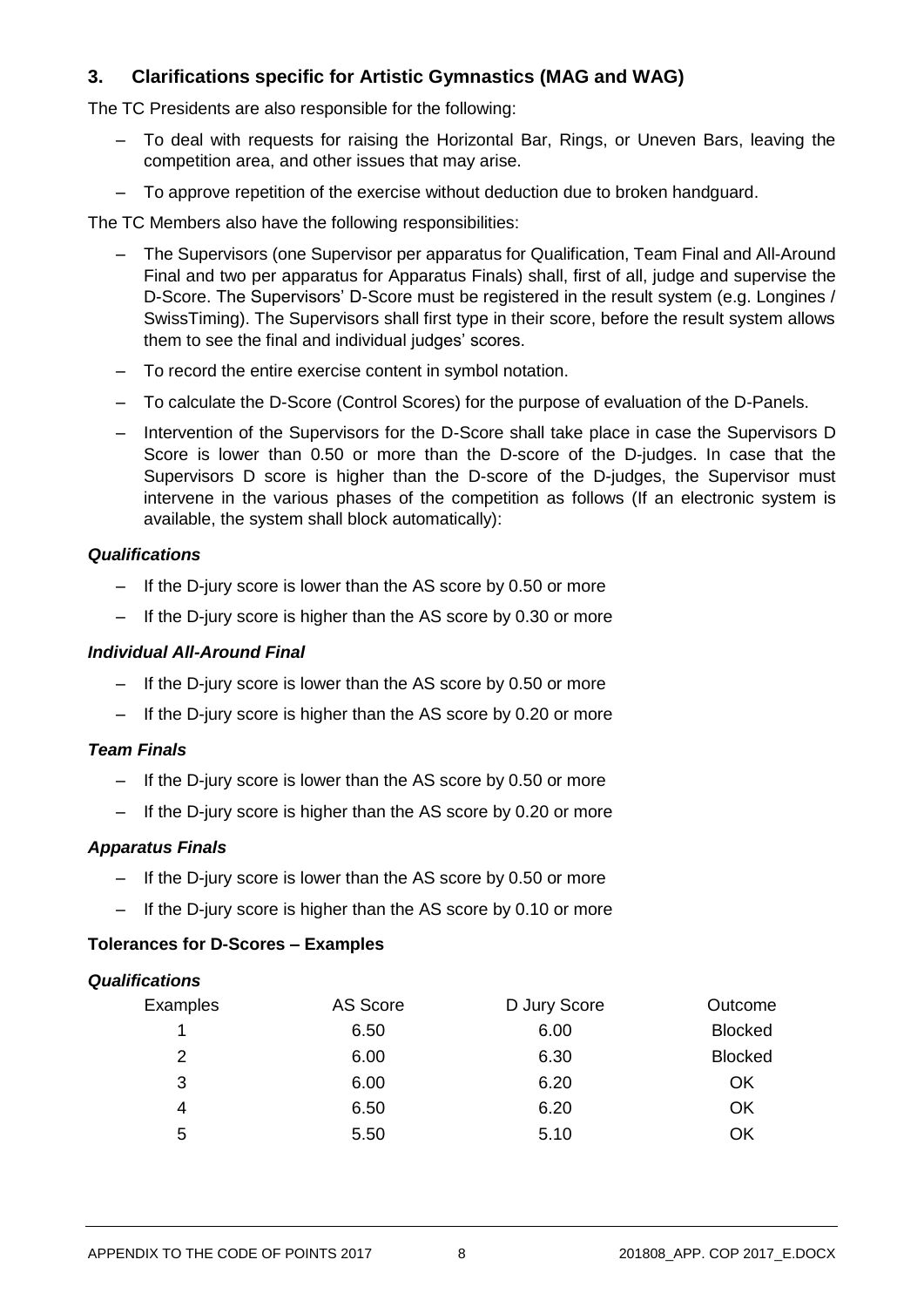## 3. Clarifications specific for Artistic Gymnastics (MAG and WAG)

The TC Presidents are also responsible for the following:

- To deal with requests for raising the Horizontal Bar, Rings, or Uneven Bars, leaving the competition area, and other issues that may arise.
- To approve repetition of the exercise without deduction due to broken handguard.

The TC Members also have the following responsibilities:

- The Supervisors (one Supervisor per apparatus for Qualification, Team Final and All-Around Final and two per apparatus for Apparatus Finals) shall, first of all, judge and supervise the D-Score. The Supervisors' D-Score must be registered in the result system (e.g. Longines / SwissTiming). The Supervisors shall first type in their score, before the result system allows them to see the final and individual judges' scores.
- To record the entire exercise content in symbol notation.
- To calculate the D-Score (Control Scores) for the purpose of evaluation of the D-Panels.
- Intervention of the Supervisors for the D-Score shall take place in case the Supervisors D Score is lower than 0.50 or more than the D-score of the D-judges. In case that the Supervisors D score is higher than the D-score of the D-judges, the Supervisor must intervene in the various phases of the competition as follows (If an electronic system is available, the system shall block automatically):

***Qualifications***

- If the D-jury score is lower than the AS score by 0.50 or more
- If the D-jury score is higher than the AS score by 0.30 or more

***Individual All-Around Final***

- If the D-jury score is lower than the AS score by 0.50 or more
- If the D-jury score is higher than the AS score by 0.20 or more

***Team Finals***

- If the D-jury score is lower than the AS score by 0.50 or more
- If the D-jury score is higher than the AS score by 0.20 or more

***Apparatus Finals***

- If the D-jury score is lower than the AS score by 0.50 or more
- If the D-jury score is higher than the AS score by 0.10 or more

**Tolerances for D-Scores – Examples**

***Qualifications***

| Examples | AS Score | D Jury Score | Outcome |
|---|---|---|---|
| 1 | 6.50 | 6.00 | Blocked |
| 2 | 6.00 | 6.30 | Blocked |
| 3 | 6.00 | 6.20 | OK |
| 4 | 6.50 | 6.20 | OK |
| 5 | 5.50 | 5.10 | OK |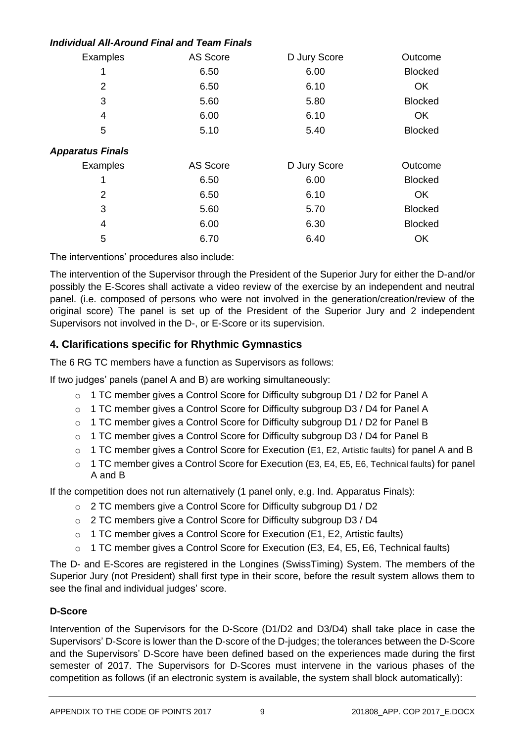***Individual All-Around Final and Team Finals***

| Examples | AS Score | D Jury Score | Outcome |
|---|---|---|---|
| 1 | 6.50 | 6.00 | Blocked |
| 2 | 6.50 | 6.10 | OK |
| 3 | 5.60 | 5.80 | Blocked |
| 4 | 6.00 | 6.10 | OK |
| 5 | 5.10 | 5.40 | Blocked |

***Apparatus Finals***

| Examples | AS Score | D Jury Score | Outcome |
|---|---|---|---|
| 1 | 6.50 | 6.00 | Blocked |
| 2 | 6.50 | 6.10 | OK |
| 3 | 5.60 | 5.70 | Blocked |
| 4 | 6.00 | 6.30 | Blocked |
| 5 | 6.70 | 6.40 | OK |

The interventions' procedures also include:

The intervention of the Supervisor through the President of the Superior Jury for either the D-and/or possibly the E-Scores shall activate a video review of the exercise by an independent and neutral panel. (i.e. composed of persons who were not involved in the generation/creation/review of the original score) The panel is set up of the President of the Superior Jury and 2 independent Supervisors not involved in the D-, or E-Score or its supervision.

## 4. Clarifications specific for Rhythmic Gymnastics

The 6 RG TC members have a function as Supervisors as follows:

If two judges' panels (panel A and B) are working simultaneously:

- 1 TC member gives a Control Score for Difficulty subgroup D1 / D2 for Panel A
- 1 TC member gives a Control Score for Difficulty subgroup D3 / D4 for Panel A
- 1 TC member gives a Control Score for Difficulty subgroup D1 / D2 for Panel B
- 1 TC member gives a Control Score for Difficulty subgroup D3 / D4 for Panel B
- 1 TC member gives a Control Score for Execution (E1, E2, Artistic faults) for panel A and B
- 1 TC member gives a Control Score for Execution (E3, E4, E5, E6, Technical faults) for panel A and B

If the competition does not run alternatively (1 panel only, e.g. Ind. Apparatus Finals):

- 2 TC members give a Control Score for Difficulty subgroup D1 / D2
- 2 TC members give a Control Score for Difficulty subgroup D3 / D4
- 1 TC member gives a Control Score for Execution (E1, E2, Artistic faults)
- 1 TC member gives a Control Score for Execution (E3, E4, E5, E6, Technical faults)

The D- and E-Scores are registered in the Longines (SwissTiming) System. The members of the Superior Jury (not President) shall first type in their score, before the result system allows them to see the final and individual judges' score.

**D-Score**

Intervention of the Supervisors for the D-Score (D1/D2 and D3/D4) shall take place in case the Supervisors' D-Score is lower than the D-score of the D-judges; the tolerances between the D-Score and the Supervisors' D-Score have been defined based on the experiences made during the first semester of 2017. The Supervisors for D-Scores must intervene in the various phases of the competition as follows (if an electronic system is available, the system shall block automatically):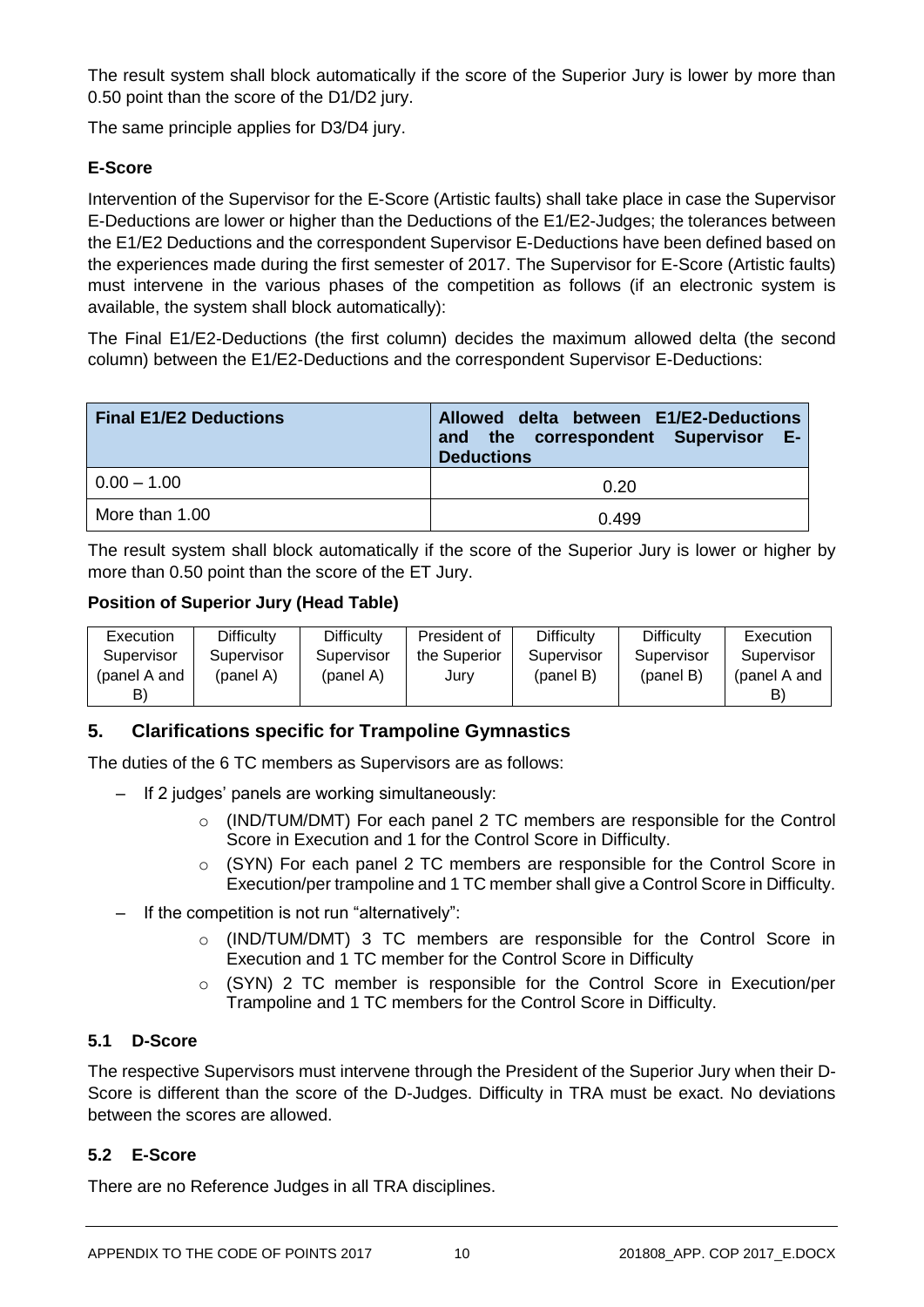The result system shall block automatically if the score of the Superior Jury is lower by more than 0.50 point than the score of the D1/D2 jury.

The same principle applies for D3/D4 jury.

**E-Score**

Intervention of the Supervisor for the E-Score (Artistic faults) shall take place in case the Supervisor E-Deductions are lower or higher than the Deductions of the E1/E2-Judges; the tolerances between the E1/E2 Deductions and the correspondent Supervisor E-Deductions have been defined based on the experiences made during the first semester of 2017. The Supervisor for E-Score (Artistic faults) must intervene in the various phases of the competition as follows (if an electronic system is available, the system shall block automatically):

The Final E1/E2-Deductions (the first column) decides the maximum allowed delta (the second column) between the E1/E2-Deductions and the correspondent Supervisor E-Deductions:

| Final E1/E2 Deductions | Allowed delta between E1/E2-Deductions and the correspondent Supervisor E-Deductions |
|---|---|
| 0.00 – 1.00 | 0.20 |
| More than 1.00 | 0.499 |

The result system shall block automatically if the score of the Superior Jury is lower or higher by more than 0.50 point than the score of the ET Jury.

**Position of Superior Jury (Head Table)**

| Execution Supervisor (panel A and B) | Difficulty Supervisor (panel A) | Difficulty Supervisor (panel A) | President of the Superior Jury | Difficulty Supervisor (panel B) | Difficulty Supervisor (panel B) | Execution Supervisor (panel A and B) |
|---|---|---|---|---|---|---|

## 5. Clarifications specific for Trampoline Gymnastics

The duties of the 6 TC members as Supervisors are as follows:

- If 2 judges' panels are working simultaneously:
  - (IND/TUM/DMT) For each panel 2 TC members are responsible for the Control Score in Execution and 1 for the Control Score in Difficulty.
  - (SYN) For each panel 2 TC members are responsible for the Control Score in Execution/per trampoline and 1 TC member shall give a Control Score in Difficulty.
- If the competition is not run "alternatively":
  - (IND/TUM/DMT) 3 TC members are responsible for the Control Score in Execution and 1 TC member for the Control Score in Difficulty
  - (SYN) 2 TC member is responsible for the Control Score in Execution/per Trampoline and 1 TC members for the Control Score in Difficulty.

### 5.1 D-Score

The respective Supervisors must intervene through the President of the Superior Jury when their D-Score is different than the score of the D-Judges. Difficulty in TRA must be exact. No deviations between the scores are allowed.

### 5.2 E-Score

There are no Reference Judges in all TRA disciplines.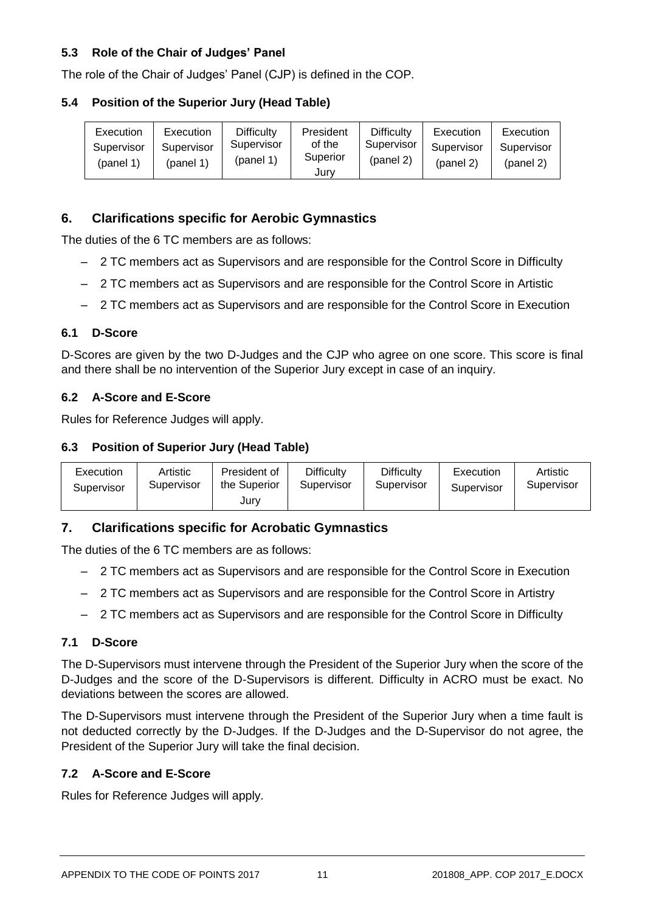### 5.3 Role of the Chair of Judges' Panel

The role of the Chair of Judges' Panel (CJP) is defined in the COP.

### 5.4 Position of the Superior Jury (Head Table)

| Execution Supervisor (panel 1) | Execution Supervisor (panel 1) | Difficulty Supervisor (panel 1) | President of the Superior Jury | Difficulty Supervisor (panel 2) | Execution Supervisor (panel 2) | Execution Supervisor (panel 2) |
|---|---|---|---|---|---|---|

## 6. Clarifications specific for Aerobic Gymnastics

The duties of the 6 TC members are as follows:

- 2 TC members act as Supervisors and are responsible for the Control Score in Difficulty
- 2 TC members act as Supervisors and are responsible for the Control Score in Artistic
- 2 TC members act as Supervisors and are responsible for the Control Score in Execution

### 6.1 D-Score

D-Scores are given by the two D-Judges and the CJP who agree on one score. This score is final and there shall be no intervention of the Superior Jury except in case of an inquiry.

### 6.2 A-Score and E-Score

Rules for Reference Judges will apply.

### 6.3 Position of Superior Jury (Head Table)

| Execution Supervisor | Artistic Supervisor | President of the Superior Jury | Difficulty Supervisor | Difficulty Supervisor | Execution Supervisor | Artistic Supervisor |
|---|---|---|---|---|---|---|

## 7. Clarifications specific for Acrobatic Gymnastics

The duties of the 6 TC members are as follows:

- 2 TC members act as Supervisors and are responsible for the Control Score in Execution
- 2 TC members act as Supervisors and are responsible for the Control Score in Artistry
- 2 TC members act as Supervisors and are responsible for the Control Score in Difficulty

### 7.1 D-Score

The D-Supervisors must intervene through the President of the Superior Jury when the score of the D-Judges and the score of the D-Supervisors is different. Difficulty in ACRO must be exact. No deviations between the scores are allowed.

The D-Supervisors must intervene through the President of the Superior Jury when a time fault is not deducted correctly by the D-Judges. If the D-Judges and the D-Supervisor do not agree, the President of the Superior Jury will take the final decision.

### 7.2 A-Score and E-Score

Rules for Reference Judges will apply.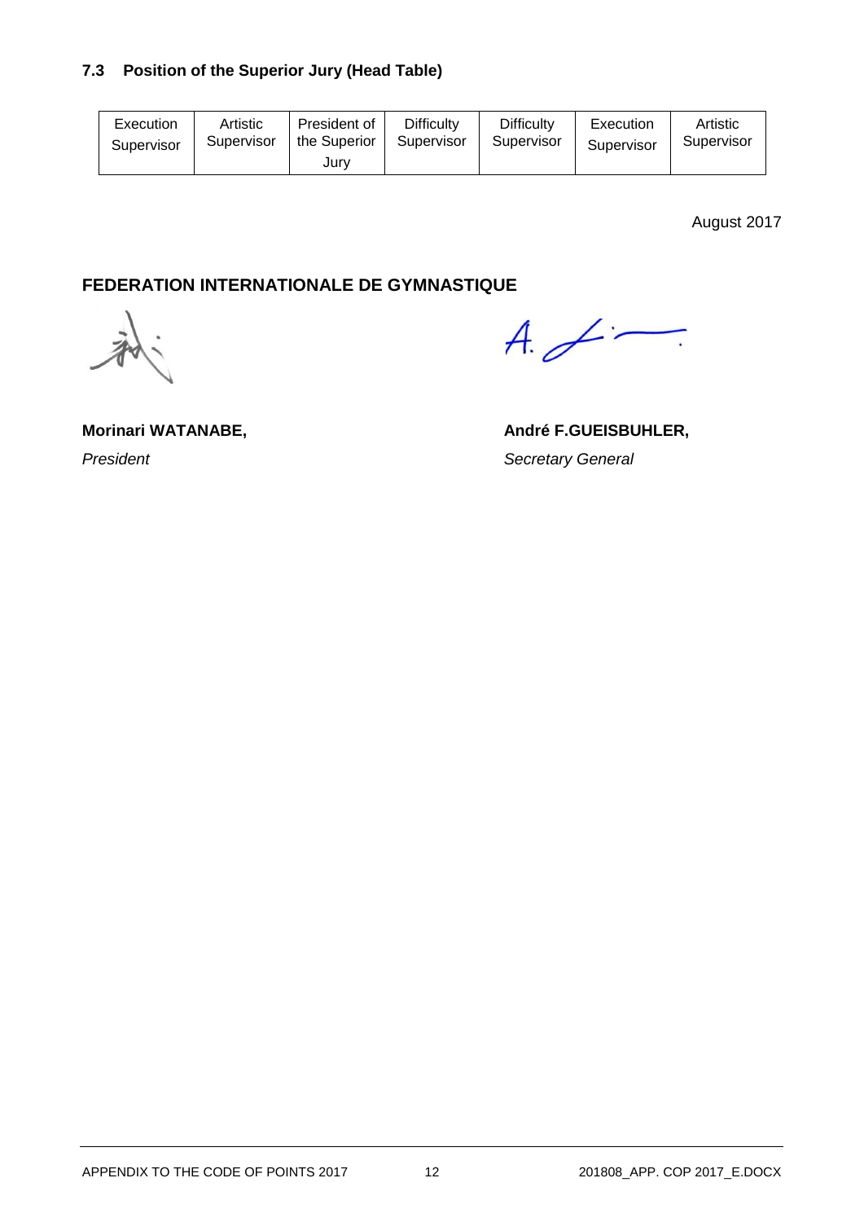### 7.3 Position of the Superior Jury (Head Table)

| Execution Supervisor | Artistic Supervisor | President of the Superior Jury | Difficulty Supervisor | Difficulty Supervisor | Execution Supervisor | Artistic Supervisor |
|---|---|---|---|---|---|---|

August 2017

**FEDERATION INTERNATIONALE DE GYMNASTIQUE**

**Morinari WATANABE,**
*President*

**André F.GUEISBUHLER,**
*Secretary General*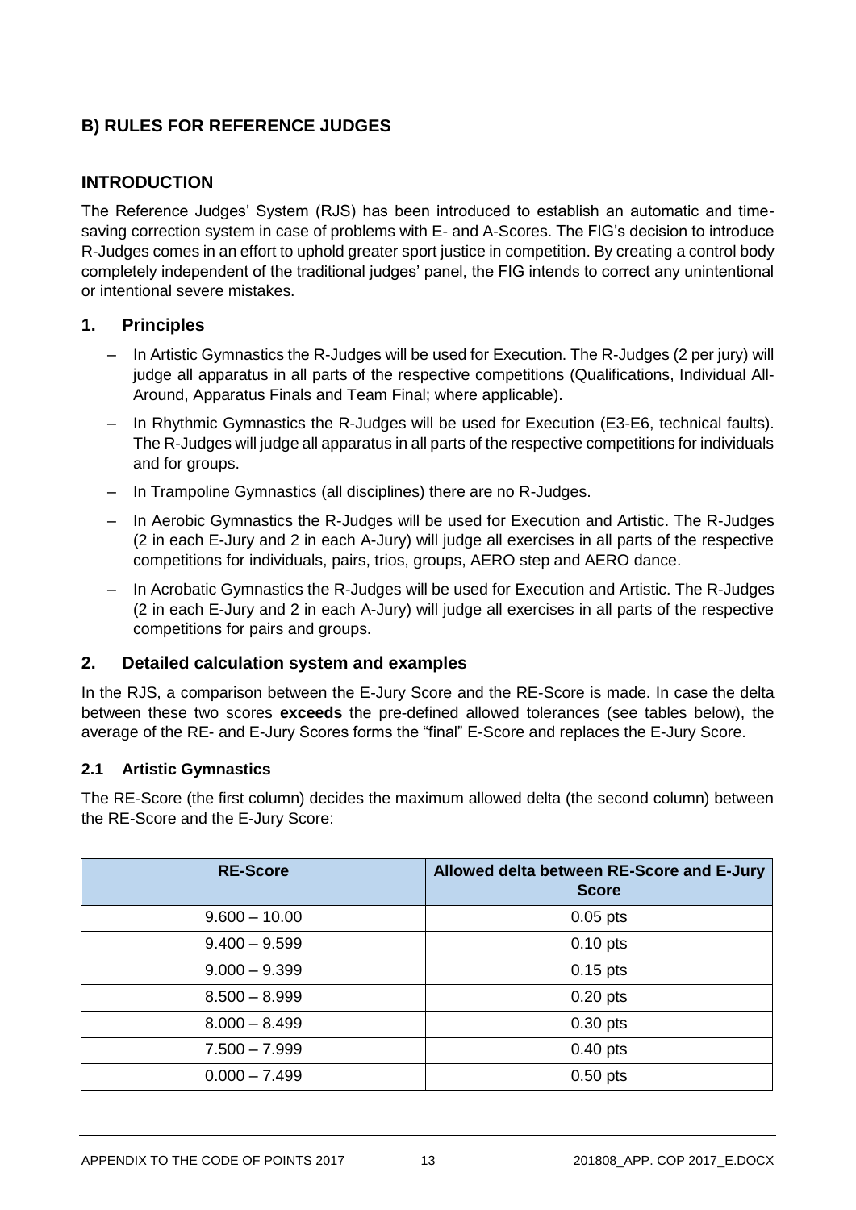## B) RULES FOR REFERENCE JUDGES

### INTRODUCTION

The Reference Judges' System (RJS) has been introduced to establish an automatic and time-saving correction system in case of problems with E- and A-Scores. The FIG's decision to introduce R-Judges comes in an effort to uphold greater sport justice in competition. By creating a control body completely independent of the traditional judges' panel, the FIG intends to correct any unintentional or intentional severe mistakes.

### 1. Principles

- In Artistic Gymnastics the R-Judges will be used for Execution. The R-Judges (2 per jury) will judge all apparatus in all parts of the respective competitions (Qualifications, Individual All-Around, Apparatus Finals and Team Final; where applicable).
- In Rhythmic Gymnastics the R-Judges will be used for Execution (E3-E6, technical faults). The R-Judges will judge all apparatus in all parts of the respective competitions for individuals and for groups.
- In Trampoline Gymnastics (all disciplines) there are no R-Judges.
- In Aerobic Gymnastics the R-Judges will be used for Execution and Artistic. The R-Judges (2 in each E-Jury and 2 in each A-Jury) will judge all exercises in all parts of the respective competitions for individuals, pairs, trios, groups, AERO step and AERO dance.
- In Acrobatic Gymnastics the R-Judges will be used for Execution and Artistic. The R-Judges (2 in each E-Jury and 2 in each A-Jury) will judge all exercises in all parts of the respective competitions for pairs and groups.

### 2. Detailed calculation system and examples

In the RJS, a comparison between the E-Jury Score and the RE-Score is made. In case the delta between these two scores **exceeds** the pre-defined allowed tolerances (see tables below), the average of the RE- and E-Jury Scores forms the "final" E-Score and replaces the E-Jury Score.

#### 2.1 Artistic Gymnastics

The RE-Score (the first column) decides the maximum allowed delta (the second column) between the RE-Score and the E-Jury Score:

| RE-Score | Allowed delta between RE-Score and E-Jury Score |
|---|---|
| 9.600 – 10.00 | 0.05 pts |
| 9.400 – 9.599 | 0.10 pts |
| 9.000 – 9.399 | 0.15 pts |
| 8.500 – 8.999 | 0.20 pts |
| 8.000 – 8.499 | 0.30 pts |
| 7.500 – 7.999 | 0.40 pts |
| 0.000 – 7.499 | 0.50 pts |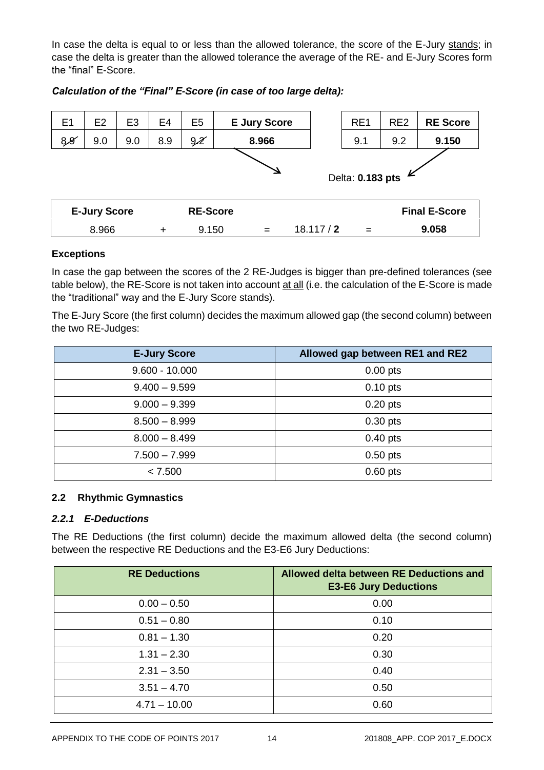In case the delta is equal to or less than the allowed tolerance, the score of the E-Jury stands; in case the delta is greater than the allowed tolerance the average of the RE- and E-Jury Scores form the "final" E-Score.

***Calculation of the "Final" E-Score (in case of too large delta):***

| E1 | E2 | E3 | E4 | E5 | E Jury Score |
|---|---|---|---|---|---|
| ~~8.9~~ | 9.0 | 9.0 | 8.9 | ~~9.2~~ | **8.966** |

| RE1 | RE2 | RE Score |
|---|---|---|
| 9.1 | 9.2 | **9.150** |

Delta: **0.183 pts**

| E-Jury Score | | RE-Score | | | | Final E-Score |
|---|---|---|---|---|---|---|
| 8.966 | + | 9.150 | = | 18.117 / **2** | = | **9.058** |

**Exceptions**

In case the gap between the scores of the 2 RE-Judges is bigger than pre-defined tolerances (see table below), the RE-Score is not taken into account at all (i.e. the calculation of the E-Score is made the "traditional" way and the E-Jury Score stands).

The E-Jury Score (the first column) decides the maximum allowed gap (the second column) between the two RE-Judges:

| E-Jury Score | Allowed gap between RE1 and RE2 |
|---|---|
| 9.600 - 10.000 | 0.00 pts |
| 9.400 – 9.599 | 0.10 pts |
| 9.000 – 9.399 | 0.20 pts |
| 8.500 – 8.999 | 0.30 pts |
| 8.000 – 8.499 | 0.40 pts |
| 7.500 – 7.999 | 0.50 pts |
| < 7.500 | 0.60 pts |

## 2.2 Rhythmic Gymnastics

### *2.2.1 E-Deductions*

The RE Deductions (the first column) decide the maximum allowed delta (the second column) between the respective RE Deductions and the E3-E6 Jury Deductions:

| RE Deductions | Allowed delta between RE Deductions and E3-E6 Jury Deductions |
|---|---|
| 0.00 – 0.50 | 0.00 |
| 0.51 – 0.80 | 0.10 |
| 0.81 – 1.30 | 0.20 |
| 1.31 – 2.30 | 0.30 |
| 2.31 – 3.50 | 0.40 |
| 3.51 – 4.70 | 0.50 |
| 4.71 – 10.00 | 0.60 |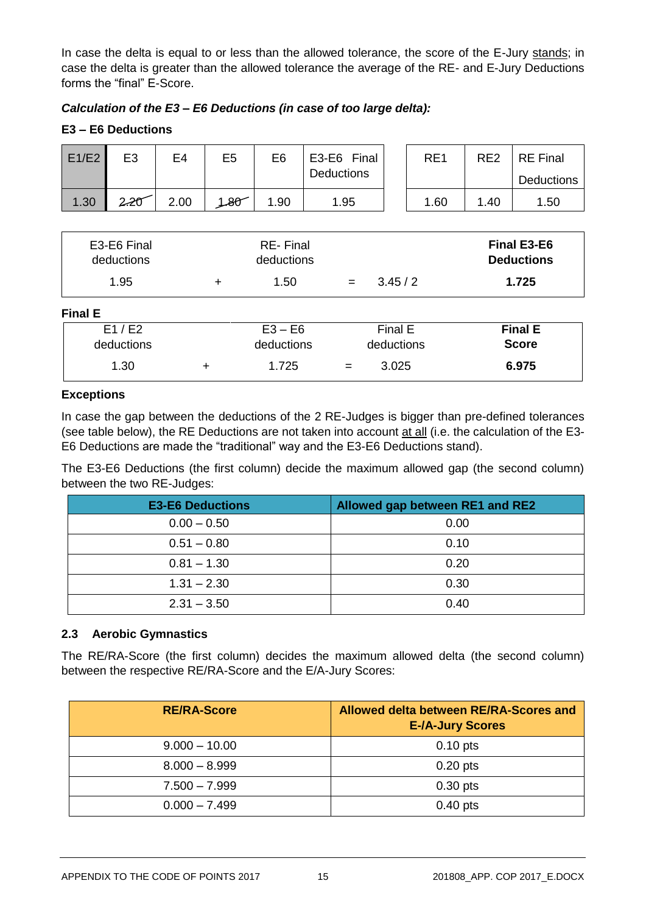In case the delta is equal to or less than the allowed tolerance, the score of the E-Jury stands; in case the delta is greater than the allowed tolerance the average of the RE- and E-Jury Deductions forms the "final" E-Score.

***Calculation of the E3 – E6 Deductions (in case of too large delta):***

**E3 – E6 Deductions**

| E1/E2 | E3 | E4 | E5 | E6 | E3-E6 Final Deductions |
|---|---|---|---|---|---|
| 1.30 | ~~2.20~~ | 2.00 | ~~1.80~~ | 1.90 | 1.95 |

| RE1 | RE2 | RE Final Deductions |
|---|---|---|
| 1.60 | 1.40 | 1.50 |

| E3-E6 Final deductions | | RE- Final deductions | | | **Final E3-E6 Deductions** |
|---|---|---|---|---|---|
| 1.95 | + | 1.50 | = | 3.45 / 2 | **1.725** |

**Final E**

| E1 / E2 deductions | | E3 – E6 deductions | | Final E deductions | **Final E Score** |
|---|---|---|---|---|---|
| 1.30 | + | 1.725 | = | 3.025 | **6.975** |

**Exceptions**

In case the gap between the deductions of the 2 RE-Judges is bigger than pre-defined tolerances (see table below), the RE Deductions are not taken into account at all (i.e. the calculation of the E3-E6 Deductions are made the "traditional" way and the E3-E6 Deductions stand).

The E3-E6 Deductions (the first column) decide the maximum allowed gap (the second column) between the two RE-Judges:

| E3-E6 Deductions | Allowed gap between RE1 and RE2 |
|---|---|
| 0.00 – 0.50 | 0.00 |
| 0.51 – 0.80 | 0.10 |
| 0.81 – 1.30 | 0.20 |
| 1.31 – 2.30 | 0.30 |
| 2.31 – 3.50 | 0.40 |

### 2.3 Aerobic Gymnastics

The RE/RA-Score (the first column) decides the maximum allowed delta (the second column) between the respective RE/RA-Score and the E/A-Jury Scores:

| RE/RA-Score | Allowed delta between RE/RA-Scores and E-/A-Jury Scores |
|---|---|
| 9.000 – 10.00 | 0.10 pts |
| 8.000 – 8.999 | 0.20 pts |
| 7.500 – 7.999 | 0.30 pts |
| 0.000 – 7.499 | 0.40 pts |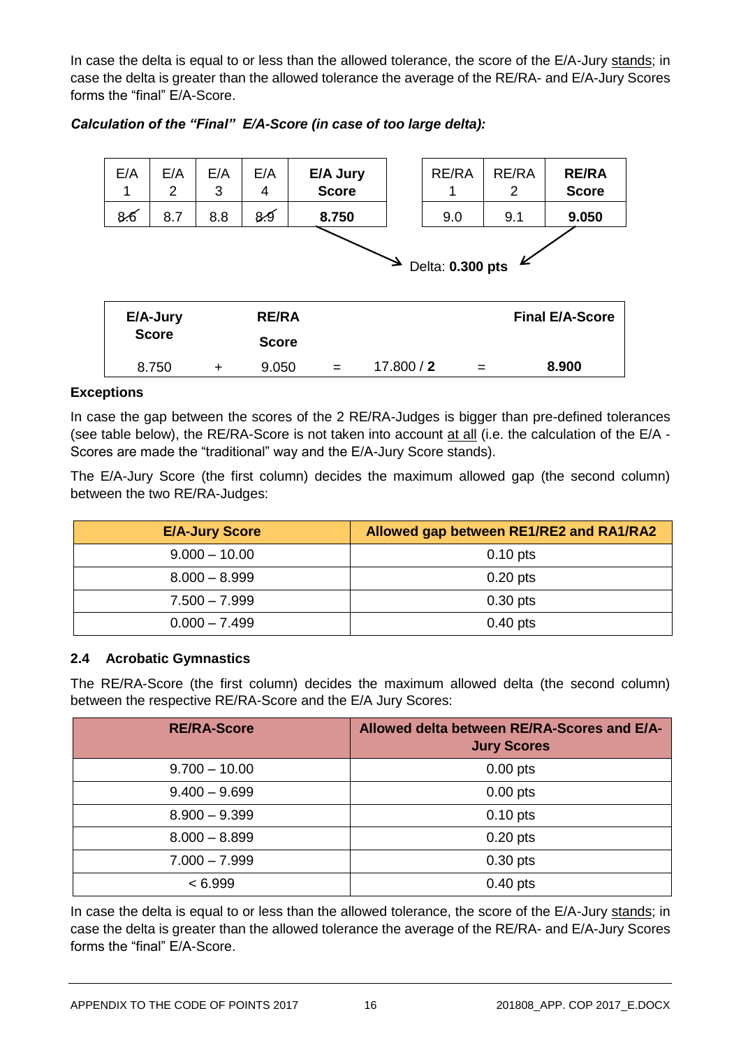In case the delta is equal to or less than the allowed tolerance, the score of the E/A-Jury stands; in case the delta is greater than the allowed tolerance the average of the RE/RA- and E/A-Jury Scores forms the "final" E/A-Score.

***Calculation of the "Final" E/A-Score (in case of too large delta):***

| E/A 1 | E/A 2 | E/A 3 | E/A 4 | **E/A Jury Score** |
|---|---|---|---|---|
| ~~8.6~~ | 8.7 | 8.8 | ~~8.9~~ | **8.750** |

| RE/RA 1 | RE/RA 2 | **RE/RA Score** |
|---|---|---|
| 9.0 | 9.1 | **9.050** |

Delta: **0.300 pts**

| **E/A-Jury Score** | | **RE/RA Score** | | | | **Final E/A-Score** |
|---|---|---|---|---|---|---|
| 8.750 | + | 9.050 | = | 17.800 / **2** | = | **8.900** |

**Exceptions**

In case the gap between the scores of the 2 RE/RA-Judges is bigger than pre-defined tolerances (see table below), the RE/RA-Score is not taken into account at all (i.e. the calculation of the E/A - Scores are made the "traditional" way and the E/A-Jury Score stands).

The E/A-Jury Score (the first column) decides the maximum allowed gap (the second column) between the two RE/RA-Judges:

| E/A-Jury Score | Allowed gap between RE1/RE2 and RA1/RA2 |
|---|---|
| 9.000 – 10.00 | 0.10 pts |
| 8.000 – 8.999 | 0.20 pts |
| 7.500 – 7.999 | 0.30 pts |
| 0.000 – 7.499 | 0.40 pts |

## 2.4 Acrobatic Gymnastics

The RE/RA-Score (the first column) decides the maximum allowed delta (the second column) between the respective RE/RA-Score and the E/A Jury Scores:

| RE/RA-Score | Allowed delta between RE/RA-Scores and E/A-Jury Scores |
|---|---|
| 9.700 – 10.00 | 0.00 pts |
| 9.400 – 9.699 | 0.00 pts |
| 8.900 – 9.399 | 0.10 pts |
| 8.000 – 8.899 | 0.20 pts |
| 7.000 – 7.999 | 0.30 pts |
| < 6.999 | 0.40 pts |

In case the delta is equal to or less than the allowed tolerance, the score of the E/A-Jury stands; in case the delta is greater than the allowed tolerance the average of the RE/RA- and E/A-Jury Scores forms the "final" E/A-Score.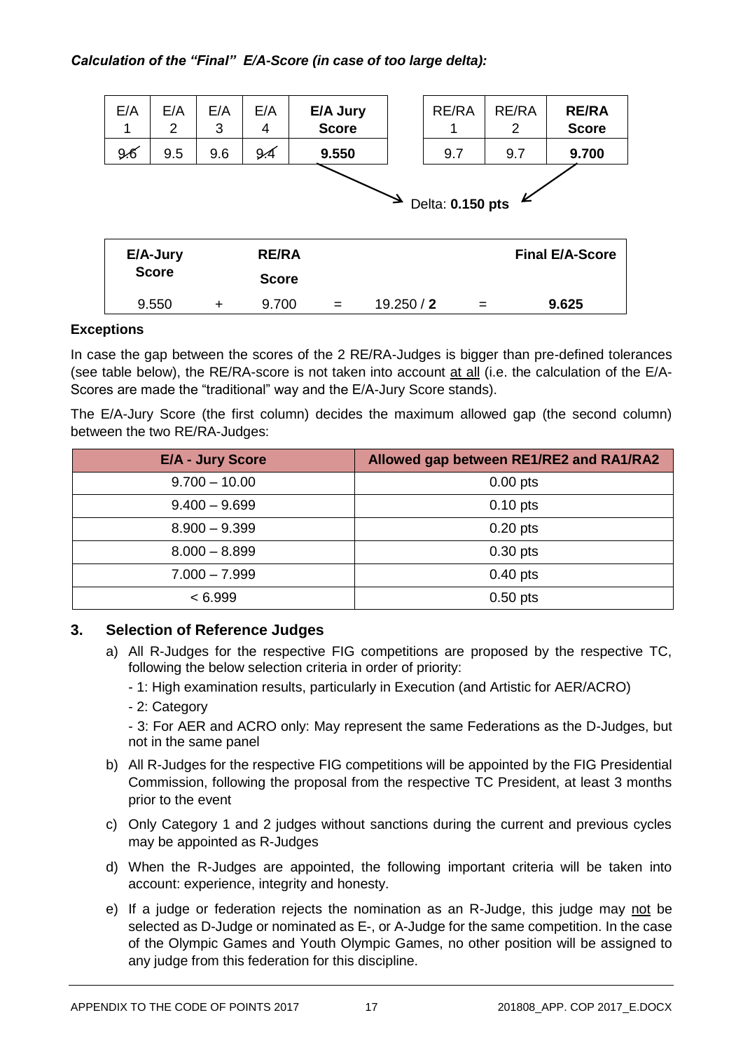***Calculation of the "Final" E/A-Score (in case of too large delta):***

| E/A 1 | E/A 2 | E/A 3 | E/A 4 | E/A Jury Score |
|---|---|---|---|---|
| ~~9.6~~ | 9.5 | 9.6 | ~~9.4~~ | **9.550** |

| RE/RA 1 | RE/RA 2 | RE/RA Score |
|---|---|---|
| 9.7 | 9.7 | **9.700** |

Delta: **0.150 pts**

| E/A-Jury Score | | RE/RA Score | | | | Final E/A-Score |
|---|---|---|---|---|---|---|
| 9.550 | + | 9.700 | = | 19.250 / **2** | = | **9.625** |

**Exceptions**

In case the gap between the scores of the 2 RE/RA-Judges is bigger than pre-defined tolerances (see table below), the RE/RA-score is not taken into account <u>at all</u> (i.e. the calculation of the E/A-Scores are made the "traditional" way and the E/A-Jury Score stands).

The E/A-Jury Score (the first column) decides the maximum allowed gap (the second column) between the two RE/RA-Judges:

| E/A - Jury Score | Allowed gap between RE1/RE2 and RA1/RA2 |
|---|---|
| 9.700 – 10.00 | 0.00 pts |
| 9.400 – 9.699 | 0.10 pts |
| 8.900 – 9.399 | 0.20 pts |
| 8.000 – 8.899 | 0.30 pts |
| 7.000 – 7.999 | 0.40 pts |
| < 6.999 | 0.50 pts |

## 3. Selection of Reference Judges

a) All R-Judges for the respective FIG competitions are proposed by the respective TC, following the below selection criteria in order of priority:
   - 1: High examination results, particularly in Execution (and Artistic for AER/ACRO)
   - 2: Category
   - 3: For AER and ACRO only: May represent the same Federations as the D-Judges, but not in the same panel

b) All R-Judges for the respective FIG competitions will be appointed by the FIG Presidential Commission, following the proposal from the respective TC President, at least 3 months prior to the event

c) Only Category 1 and 2 judges without sanctions during the current and previous cycles may be appointed as R-Judges

d) When the R-Judges are appointed, the following important criteria will be taken into account: experience, integrity and honesty.

e) If a judge or federation rejects the nomination as an R-Judge, this judge may <u>not</u> be selected as D-Judge or nominated as E-, or A-Judge for the same competition. In the case of the Olympic Games and Youth Olympic Games, no other position will be assigned to any judge from this federation for this discipline.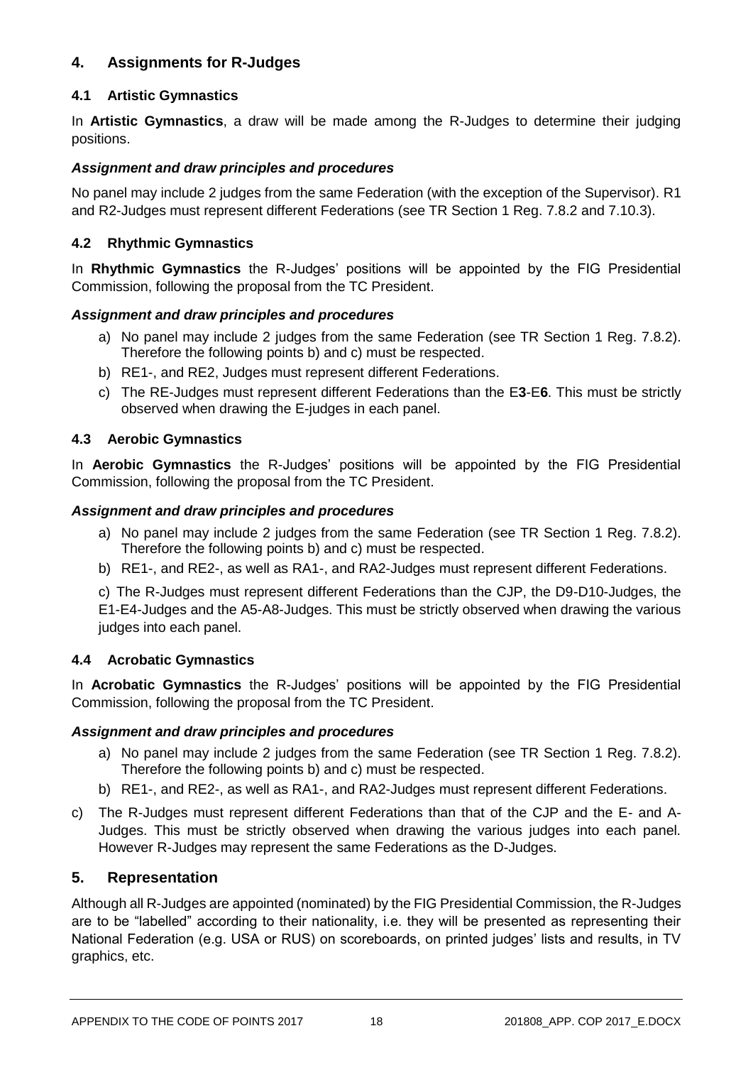## 4. Assignments for R-Judges

### 4.1 Artistic Gymnastics

In **Artistic Gymnastics**, a draw will be made among the R-Judges to determine their judging positions.

#### *Assignment and draw principles and procedures*

No panel may include 2 judges from the same Federation (with the exception of the Supervisor). R1 and R2-Judges must represent different Federations (see TR Section 1 Reg. 7.8.2 and 7.10.3).

### 4.2 Rhythmic Gymnastics

In **Rhythmic Gymnastics** the R-Judges' positions will be appointed by the FIG Presidential Commission, following the proposal from the TC President.

#### *Assignment and draw principles and procedures*

a) No panel may include 2 judges from the same Federation (see TR Section 1 Reg. 7.8.2). Therefore the following points b) and c) must be respected.
b) RE1-, and RE2, Judges must represent different Federations.
c) The RE-Judges must represent different Federations than the E**3**-E**6**. This must be strictly observed when drawing the E-judges in each panel.

### 4.3 Aerobic Gymnastics

In **Aerobic Gymnastics** the R-Judges' positions will be appointed by the FIG Presidential Commission, following the proposal from the TC President.

#### *Assignment and draw principles and procedures*

a) No panel may include 2 judges from the same Federation (see TR Section 1 Reg. 7.8.2). Therefore the following points b) and c) must be respected.
b) RE1-, and RE2-, as well as RA1-, and RA2-Judges must represent different Federations.

c) The R-Judges must represent different Federations than the CJP, the D9-D10-Judges, the E1-E4-Judges and the A5-A8-Judges. This must be strictly observed when drawing the various judges into each panel.

### 4.4 Acrobatic Gymnastics

In **Acrobatic Gymnastics** the R-Judges' positions will be appointed by the FIG Presidential Commission, following the proposal from the TC President.

#### *Assignment and draw principles and procedures*

a) No panel may include 2 judges from the same Federation (see TR Section 1 Reg. 7.8.2). Therefore the following points b) and c) must be respected.
b) RE1-, and RE2-, as well as RA1-, and RA2-Judges must represent different Federations.
c) The R-Judges must represent different Federations than that of the CJP and the E- and A-Judges. This must be strictly observed when drawing the various judges into each panel. However R-Judges may represent the same Federations as the D-Judges.

## 5. Representation

Although all R-Judges are appointed (nominated) by the FIG Presidential Commission, the R-Judges are to be "labelled" according to their nationality, i.e. they will be presented as representing their National Federation (e.g. USA or RUS) on scoreboards, on printed judges' lists and results, in TV graphics, etc.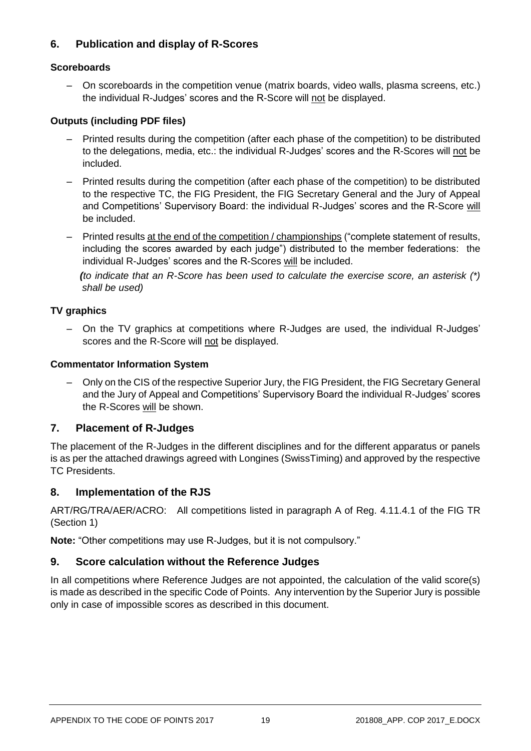## 6. Publication and display of R-Scores

### Scoreboards

– On scoreboards in the competition venue (matrix boards, video walls, plasma screens, etc.) the individual R-Judges' scores and the R-Score will <u>not</u> be displayed.

### Outputs (including PDF files)

– Printed results during the competition (after each phase of the competition) to be distributed to the delegations, media, etc.: the individual R-Judges' scores and the R-Scores will <u>not</u> be included.

– Printed results during the competition (after each phase of the competition) to be distributed to the respective TC, the FIG President, the FIG Secretary General and the Jury of Appeal and Competitions' Supervisory Board: the individual R-Judges' scores and the R-Score <u>will</u> be included.

– Printed results <u>at the end of the competition / championships</u> ("complete statement of results, including the scores awarded by each judge") distributed to the member federations: the individual R-Judges' scores and the R-Scores <u>will</u> be included.

*(to indicate that an R-Score has been used to calculate the exercise score, an asterisk (*) shall be used)*

### TV graphics

– On the TV graphics at competitions where R-Judges are used, the individual R-Judges' scores and the R-Score will <u>not</u> be displayed.

### Commentator Information System

– Only on the CIS of the respective Superior Jury, the FIG President, the FIG Secretary General and the Jury of Appeal and Competitions' Supervisory Board the individual R-Judges' scores the R-Scores <u>will</u> be shown.

## 7. Placement of R-Judges

The placement of the R-Judges in the different disciplines and for the different apparatus or panels is as per the attached drawings agreed with Longines (SwissTiming) and approved by the respective TC Presidents.

## 8. Implementation of the RJS

ART/RG/TRA/AER/ACRO: All competitions listed in paragraph A of Reg. 4.11.4.1 of the FIG TR (Section 1)

**Note:** "Other competitions may use R-Judges, but it is not compulsory."

## 9. Score calculation without the Reference Judges

In all competitions where Reference Judges are not appointed, the calculation of the valid score(s) is made as described in the specific Code of Points. Any intervention by the Superior Jury is possible only in case of impossible scores as described in this document.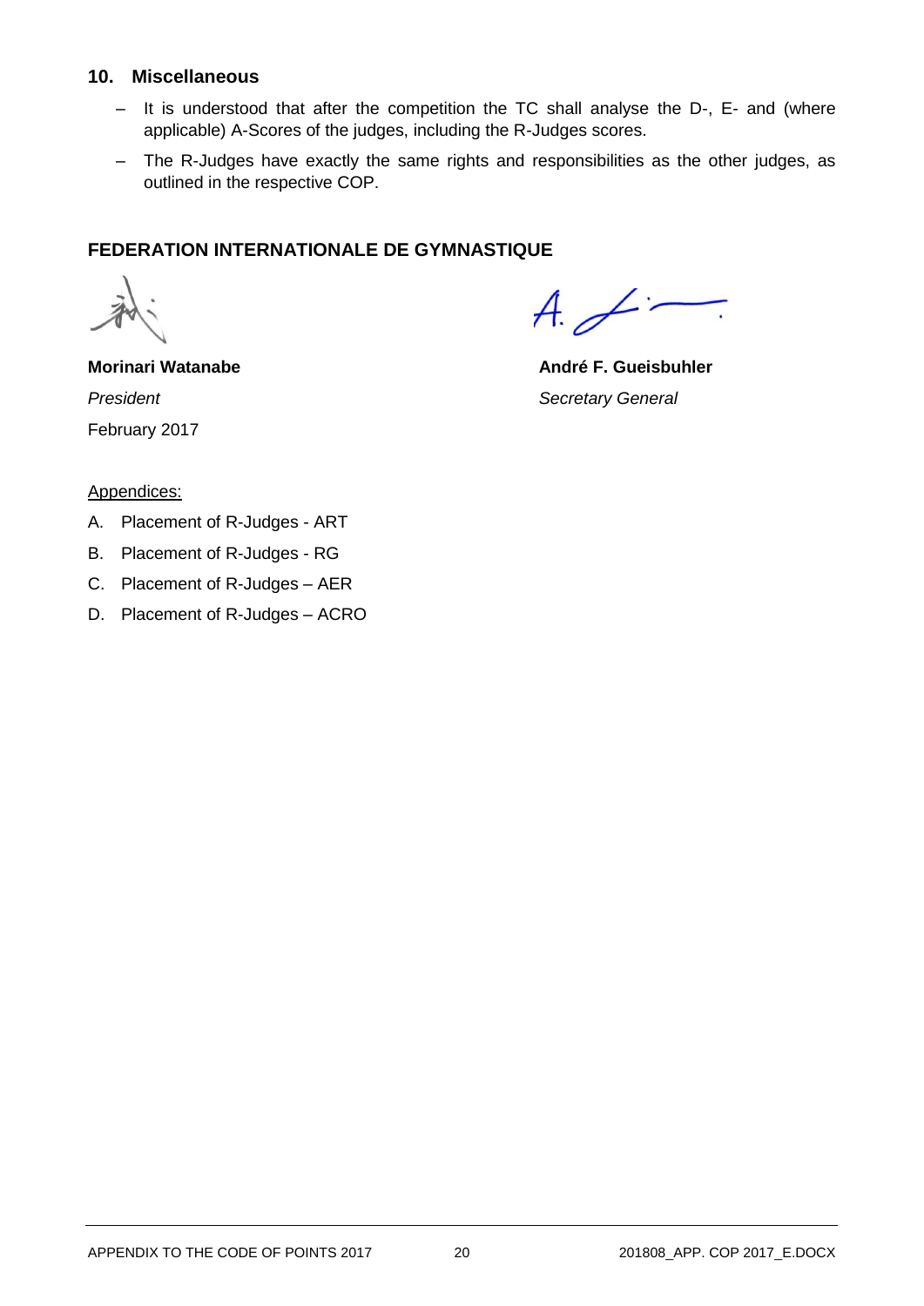## 10. Miscellaneous

- It is understood that after the competition the TC shall analyse the D-, E- and (where applicable) A-Scores of the judges, including the R-Judges scores.
- The R-Judges have exactly the same rights and responsibilities as the other judges, as outlined in the respective COP.

**FEDERATION INTERNATIONALE DE GYMNASTIQUE**

**Morinari Watanabe**
*President*
February 2017

**André F. Gueisbuhler**
*Secretary General*

Appendices:

A. Placement of R-Judges - ART
B. Placement of R-Judges - RG
C. Placement of R-Judges – AER
D. Placement of R-Judges – ACRO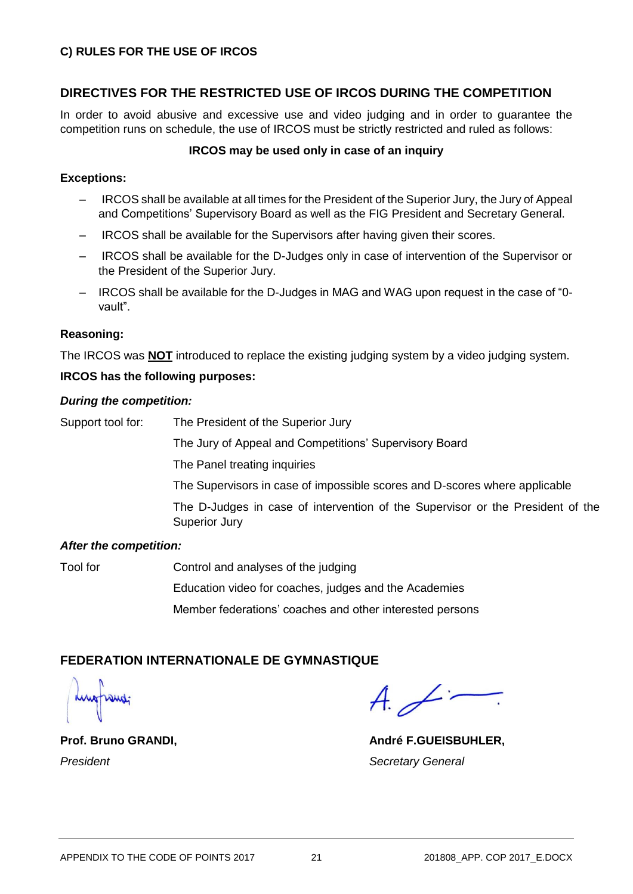### C) RULES FOR THE USE OF IRCOS

## DIRECTIVES FOR THE RESTRICTED USE OF IRCOS DURING THE COMPETITION

In order to avoid abusive and excessive use and video judging and in order to guarantee the competition runs on schedule, the use of IRCOS must be strictly restricted and ruled as follows:

**IRCOS may be used only in case of an inquiry**

**Exceptions:**

- IRCOS shall be available at all times for the President of the Superior Jury, the Jury of Appeal and Competitions' Supervisory Board as well as the FIG President and Secretary General.
- IRCOS shall be available for the Supervisors after having given their scores.
- IRCOS shall be available for the D-Judges only in case of intervention of the Supervisor or the President of the Superior Jury.
- IRCOS shall be available for the D-Judges in MAG and WAG upon request in the case of "0-vault".

**Reasoning:**

The IRCOS was **NOT** introduced to replace the existing judging system by a video judging system.

**IRCOS has the following purposes:**

***During the competition:***

| Support tool for: | The President of the Superior Jury |
|---|---|
| | The Jury of Appeal and Competitions' Supervisory Board |
| | The Panel treating inquiries |
| | The Supervisors in case of impossible scores and D-scores where applicable |
| | The D-Judges in case of intervention of the Supervisor or the President of the Superior Jury |

***After the competition:***

| Tool for | Control and analyses of the judging |
|---|---|
| | Education video for coaches, judges and the Academies |
| | Member federations' coaches and other interested persons |

## FEDERATION INTERNATIONALE DE GYMNASTIQUE

| **Prof. Bruno GRANDI,** | **André F.GUEISBUHLER,** |
|---|---|
| *President* | *Secretary General* |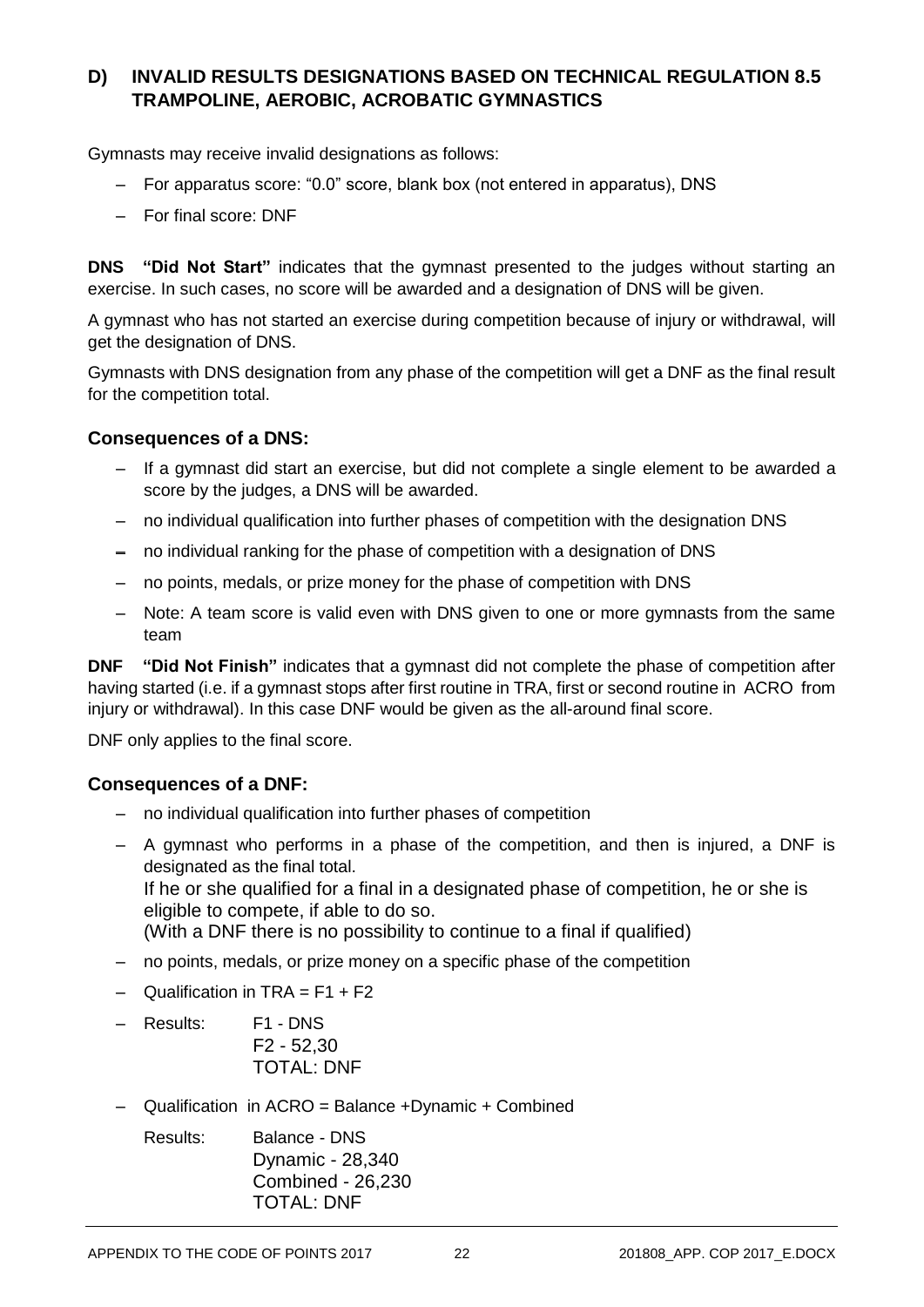## D) INVALID RESULTS DESIGNATIONS BASED ON TECHNICAL REGULATION 8.5 TRAMPOLINE, AEROBIC, ACROBATIC GYMNASTICS

Gymnasts may receive invalid designations as follows:

- For apparatus score: "0.0" score, blank box (not entered in apparatus), DNS
- For final score: DNF

**DNS "Did Not Start"** indicates that the gymnast presented to the judges without starting an exercise. In such cases, no score will be awarded and a designation of DNS will be given.

A gymnast who has not started an exercise during competition because of injury or withdrawal, will get the designation of DNS.

Gymnasts with DNS designation from any phase of the competition will get a DNF as the final result for the competition total.

### Consequences of a DNS:

- If a gymnast did start an exercise, but did not complete a single element to be awarded a score by the judges, a DNS will be awarded.
- no individual qualification into further phases of competition with the designation DNS
- no individual ranking for the phase of competition with a designation of DNS
- no points, medals, or prize money for the phase of competition with DNS
- Note: A team score is valid even with DNS given to one or more gymnasts from the same team

**DNF "Did Not Finish"** indicates that a gymnast did not complete the phase of competition after having started (i.e. if a gymnast stops after first routine in TRA, first or second routine in ACRO from injury or withdrawal). In this case DNF would be given as the all-around final score.

DNF only applies to the final score.

### Consequences of a DNF:

- no individual qualification into further phases of competition
- A gymnast who performs in a phase of the competition, and then is injured, a DNF is designated as the final total.
  If he or she qualified for a final in a designated phase of competition, he or she is eligible to compete, if able to do so.
  (With a DNF there is no possibility to continue to a final if qualified)
- no points, medals, or prize money on a specific phase of the competition
- Qualification in TRA = F1 + F2
- Results: F1 - DNS
  F2 - 52,30
  TOTAL: DNF
- Qualification in ACRO = Balance +Dynamic + Combined

  Results: Balance - DNS
  Dynamic - 28,340
  Combined - 26,230
  TOTAL: DNF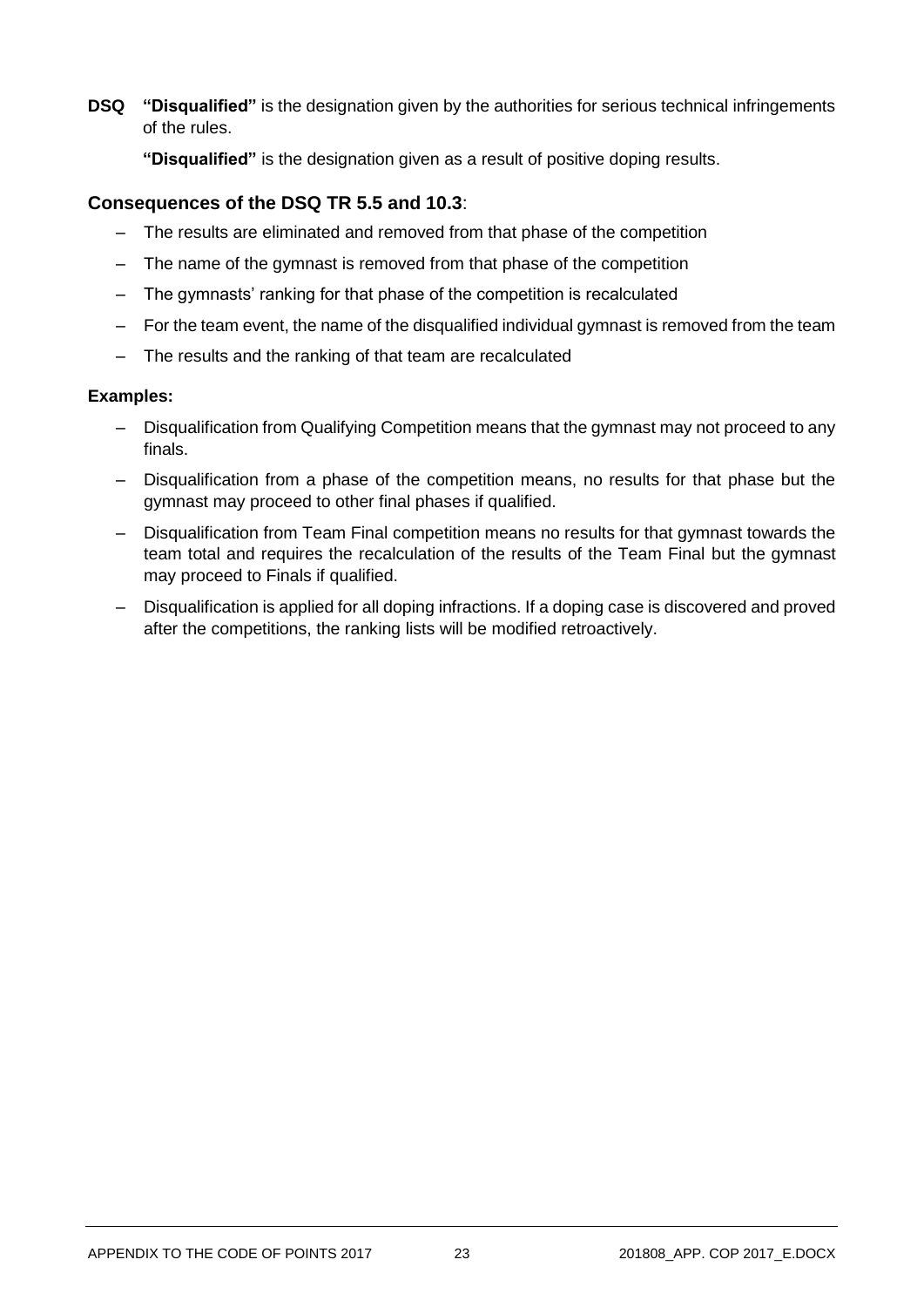**DSQ** **"Disqualified"** is the designation given by the authorities for serious technical infringements of the rules.

**"Disqualified"** is the designation given as a result of positive doping results.

### Consequences of the DSQ TR 5.5 and 10.3:

- The results are eliminated and removed from that phase of the competition
- The name of the gymnast is removed from that phase of the competition
- The gymnasts' ranking for that phase of the competition is recalculated
- For the team event, the name of the disqualified individual gymnast is removed from the team
- The results and the ranking of that team are recalculated

**Examples:**

- Disqualification from Qualifying Competition means that the gymnast may not proceed to any finals.
- Disqualification from a phase of the competition means, no results for that phase but the gymnast may proceed to other final phases if qualified.
- Disqualification from Team Final competition means no results for that gymnast towards the team total and requires the recalculation of the results of the Team Final but the gymnast may proceed to Finals if qualified.
- Disqualification is applied for all doping infractions. If a doping case is discovered and proved after the competitions, the ranking lists will be modified retroactively.